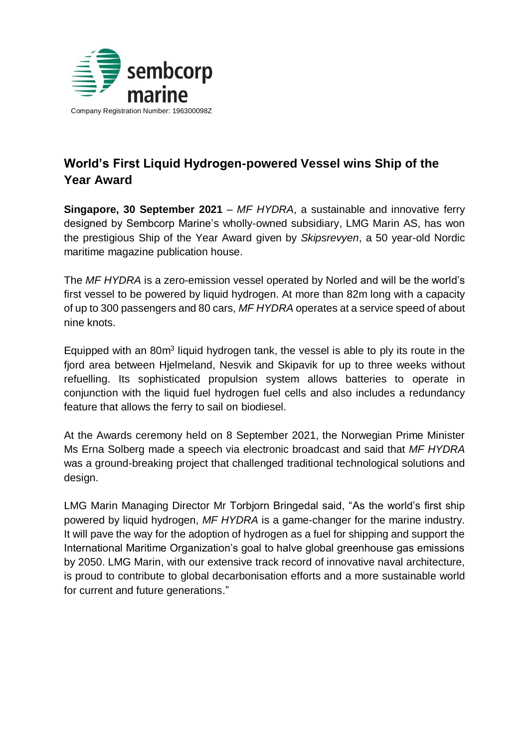sembcorp marine

Company Registration Number: 196300098Z

## World's First Liquid Hydrogen-powered Vessel wins Ship of the Year Award

**Singapore, 30 September 2021** – *MF HYDRA*, a sustainable and innovative ferry designed by Sembcorp Marine's wholly-owned subsidiary, LMG Marin AS, has won the prestigious Ship of the Year Award given by *Skipsrevyen*, a 50 year-old Nordic maritime magazine publication house.

The *MF HYDRA* is a zero-emission vessel operated by Norled and will be the world's first vessel to be powered by liquid hydrogen. At more than 82m long with a capacity of up to 300 passengers and 80 cars, *MF HYDRA* operates at a service speed of about nine knots.

Equipped with an $80m^3$ liquid hydrogen tank, the vessel is able to ply its route in the fjord area between Hjelmeland, Nesvik and Skipavik for up to three weeks without refuelling. Its sophisticated propulsion system allows batteries to operate in conjunction with the liquid fuel hydrogen fuel cells and also includes a redundancy feature that allows the ferry to sail on biodiesel.

At the Awards ceremony held on 8 September 2021, the Norwegian Prime Minister Ms Erna Solberg made a speech via electronic broadcast and said that *MF HYDRA* was a ground-breaking project that challenged traditional technological solutions and design.

LMG Marin Managing Director Mr Torbjorn Bringedal said, "As the world's first ship powered by liquid hydrogen, *MF HYDRA* is a game-changer for the marine industry. It will pave the way for the adoption of hydrogen as a fuel for shipping and support the International Maritime Organization's goal to halve global greenhouse gas emissions by 2050. LMG Marin, with our extensive track record of innovative naval architecture, is proud to contribute to global decarbonisation efforts and a more sustainable world for current and future generations."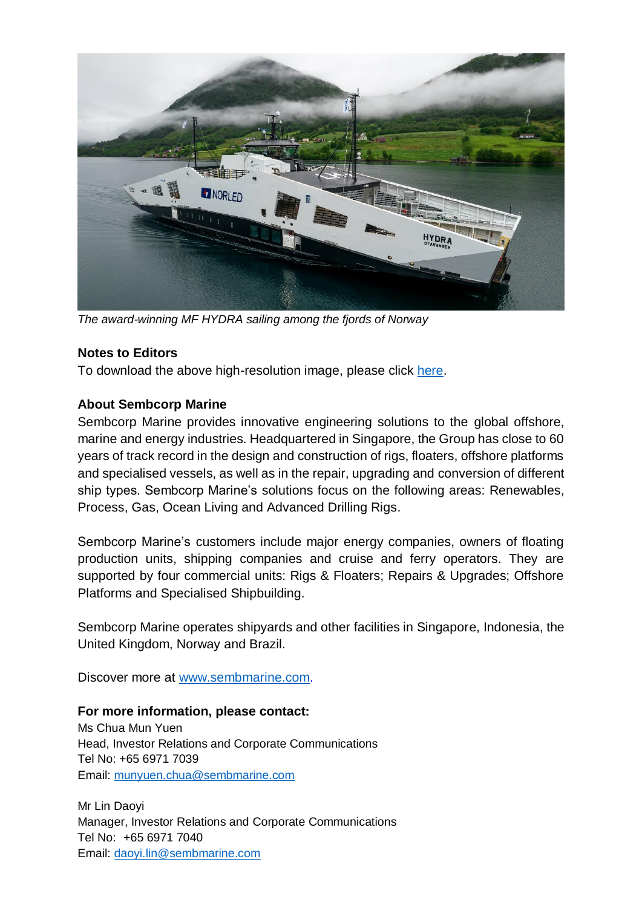*The award-winning MF HYDRA sailing among the fjords of Norway*

**Notes to Editors**

To download the above high-resolution image, please click here.

**About Sembcorp Marine**

Sembcorp Marine provides innovative engineering solutions to the global offshore, marine and energy industries. Headquartered in Singapore, the Group has close to 60 years of track record in the design and construction of rigs, floaters, offshore platforms and specialised vessels, as well as in the repair, upgrading and conversion of different ship types. Sembcorp Marine's solutions focus on the following areas: Renewables, Process, Gas, Ocean Living and Advanced Drilling Rigs.

Sembcorp Marine's customers include major energy companies, owners of floating production units, shipping companies and cruise and ferry operators. They are supported by four commercial units: Rigs & Floaters; Repairs & Upgrades; Offshore Platforms and Specialised Shipbuilding.

Sembcorp Marine operates shipyards and other facilities in Singapore, Indonesia, the United Kingdom, Norway and Brazil.

Discover more at www.sembmarine.com.

**For more information, please contact:**

Ms Chua Mun Yuen
Head, Investor Relations and Corporate Communications
Tel No: +65 6971 7039
Email: munyuen.chua@sembmarine.com

Mr Lin Daoyi
Manager, Investor Relations and Corporate Communications
Tel No: +65 6971 7040
Email: daoyi.lin@sembmarine.com